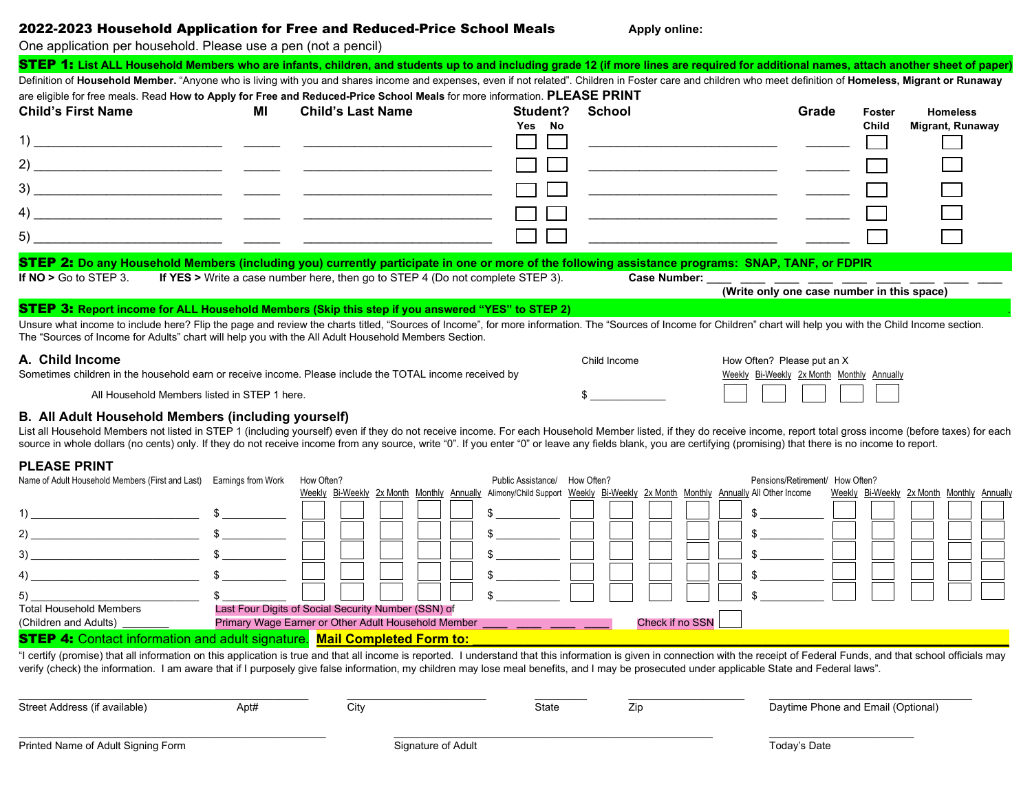## 2022-2023 Household Application for Free and Reduced-Price School Meals

**Apply online:**

One application per household. Please use a pen (not a pencil)

### STEP 1: List ALL Household Members who are infants, children, and students up to and including grade 12 (if more lines are required for additional names, attach another sheet of paper)

Definition of **Household Member.** "Anyone who is living with you and shares income and expenses, even if not related". Children in Foster care and children who meet definition of **Homeless, Migrant or Runaway** are eligible for free meals. Read **How to Apply for Free and Reduced-Price School Meals** for more information. **PLEASE PRINT**

| | Child's First Name | MI | Child's Last Name | Student? Yes | Student? No | School | Grade | Foster Child | Homeless Migrant, Runaway |
|---|---|---|---|---|---|---|---|---|---|
| 1) | | | | ☐ | ☐ | | | ☐ | ☐ |
| 2) | | | | ☐ | ☐ | | | ☐ | ☐ |
| 3) | | | | ☐ | ☐ | | | ☐ | ☐ |
| 4) | | | | ☐ | ☐ | | | ☐ | ☐ |
| 5) | | | | ☐ | ☐ | | | ☐ | ☐ |

### STEP 2: Do any Household Members (including you) currently participate in one or more of the following assistance programs: SNAP, TANF, or FDPIR

**If NO >** Go to STEP 3. **If YES >** Write a case number here, then go to STEP 4 (Do not complete STEP 3).

**Case Number:** ____ ____ ____ ____ ____ ____ ____ ____ ____

**(Write only one case number in this space)**

### STEP 3: Report income for ALL Household Members (Skip this step if you answered "YES" to STEP 2)

Unsure what income to include here? Flip the page and review the charts titled, "Sources of Income", for more information. The "Sources of Income for Children" chart will help you with the Child Income section. The "Sources of Income for Adults" chart will help you with the All Adult Household Members Section.

#### A. Child Income

Sometimes children in the household earn or receive income. Please include the TOTAL income received by All Household Members listed in STEP 1 here.

| Child Income | Weekly | Bi-Weekly | 2x Month | Monthly | Annually |
|---|---|---|---|---|---|
| $ _____________ | ☐ | ☐ | ☐ | ☐ | ☐ |

How Often? Please put an X

#### B. All Adult Household Members (including yourself)

List all Household Members not listed in STEP 1 (including yourself) even if they do not receive income. For each Household Member listed, if they do receive income, report total gross income (before taxes) for each source in whole dollars (no cents) only. If they do not receive income from any source, write "0". If you enter "0" or leave any fields blank, you are certifying (promising) that there is no income to report.

**PLEASE PRINT**

| | Name of Adult Household Members (First and Last) | Earnings from Work | How Often? Weekly | Bi-Weekly | 2x Month | Monthly | Annually | Public Assistance/ Alimony/Child Support | How Often? Weekly | Bi-Weekly | 2x Month | Monthly | Annually | Pensions/Retirement/ All Other Income | How Often? Weekly | Bi-Weekly | 2x Month | Monthly | Annually |
|---|---|---|---|---|---|---|---|---|---|---|---|---|---|---|---|---|---|---|---|
| 1) | | $ | ☐ | ☐ | ☐ | ☐ | ☐ | $ | ☐ | ☐ | ☐ | ☐ | ☐ | $ | ☐ | ☐ | ☐ | ☐ | ☐ |
| 2) | | $ | ☐ | ☐ | ☐ | ☐ | ☐ | $ | ☐ | ☐ | ☐ | ☐ | ☐ | $ | ☐ | ☐ | ☐ | ☐ | ☐ |
| 3) | | $ | ☐ | ☐ | ☐ | ☐ | ☐ | $ | ☐ | ☐ | ☐ | ☐ | ☐ | $ | ☐ | ☐ | ☐ | ☐ | ☐ |
| 4) | | $ | ☐ | ☐ | ☐ | ☐ | ☐ | $ | ☐ | ☐ | ☐ | ☐ | ☐ | $ | ☐ | ☐ | ☐ | ☐ | ☐ |
| 5) | | $ | ☐ | ☐ | ☐ | ☐ | ☐ | $ | ☐ | ☐ | ☐ | ☐ | ☐ | $ | ☐ | ☐ | ☐ | ☐ | ☐ |

Total Household Members (Children and Adults) ________

Last Four Digits of Social Security Number (SSN) of Primary Wage Earner or Other Adult Household Member ____ ____ ____ ____ Check if no SSN ☐

### STEP 4: Contact information and adult signature.

**Mail Completed Form to:**

"I certify (promise) that all information on this application is true and that all income is reported. I understand that this information is given in connection with the receipt of Federal Funds, and that school officials may verify (check) the information. I am aware that if I purposely give false information, my children may lose meal benefits, and I may be prosecuted under applicable State and Federal laws".

Street Address (if available) ________ Apt# ________ City ________ State ________ Zip ________ Daytime Phone and Email (Optional) ________

Printed Name of Adult Signing Form ________ Signature of Adult ________ Today's Date ________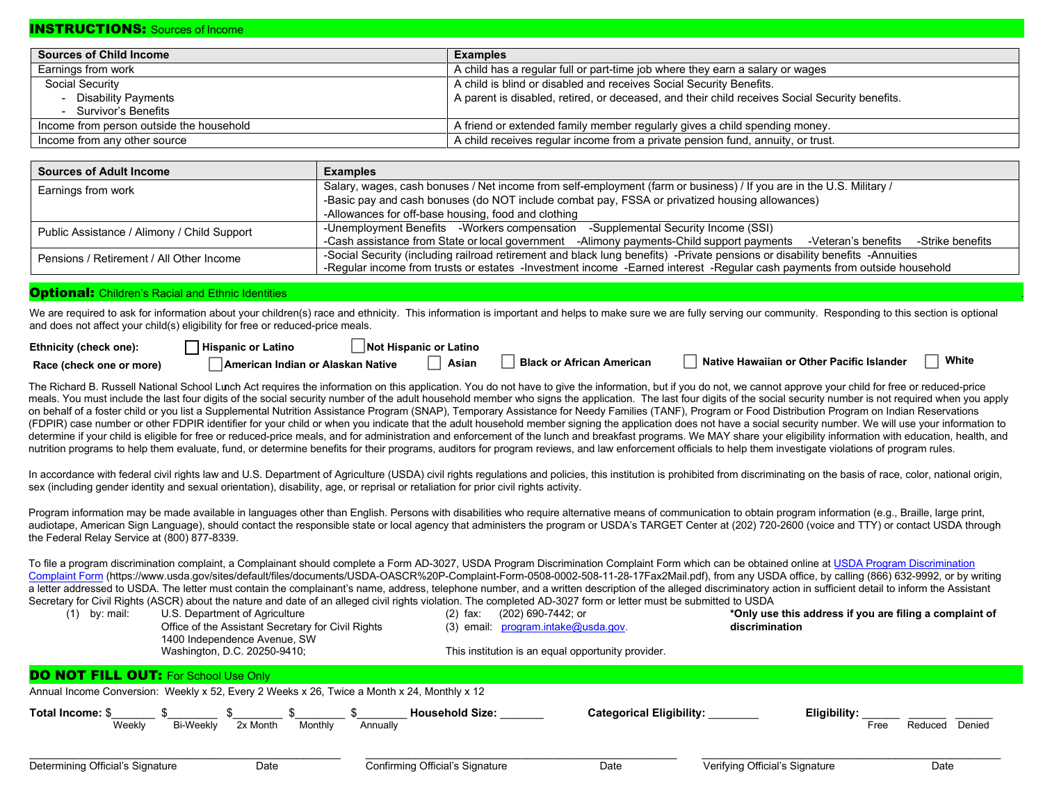## INSTRUCTIONS: Sources of Income

| Sources of Child Income | Examples |
|---|---|
| Earnings from work | A child has a regular full or part-time job where they earn a salary or wages |
| Social Security<br>- Disability Payments<br>- Survivor's Benefits | A child is blind or disabled and receives Social Security Benefits.<br>A parent is disabled, retired, or deceased, and their child receives Social Security benefits. |
| Income from person outside the household | A friend or extended family member regularly gives a child spending money. |
| Income from any other source | A child receives regular income from a private pension fund, annuity, or trust. |

| Sources of Adult Income | Examples |
|---|---|
| Earnings from work | Salary, wages, cash bonuses / Net income from self-employment (farm or business) / If you are in the U.S. Military /<br>-Basic pay and cash bonuses (do NOT include combat pay, FSSA or privatized housing allowances)<br>-Allowances for off-base housing, food and clothing |
| Public Assistance / Alimony / Child Support | -Unemployment Benefits -Workers compensation -Supplemental Security Income (SSI)<br>-Cash assistance from State or local government -Alimony payments-Child support payments -Veteran's benefits -Strike benefits |
| Pensions / Retirement / All Other Income | -Social Security (including railroad retirement and black lung benefits) -Private pensions or disability benefits -Annuities<br>-Regular income from trusts or estates -Investment income -Earned interest -Regular cash payments from outside household |

## Optional: Children's Racial and Ethnic Identities

We are required to ask for information about your children(s) race and ethnicity. This information is important and helps to make sure we are fully serving our community. Responding to this section is optional and does not affect your child(s) eligibility for free or reduced-price meals.

**Ethnicity (check one):** ☐ **Hispanic or Latino** ☐ **Not Hispanic or Latino**

**Race (check one or more)** ☐ **American Indian or Alaskan Native** ☐ **Asian** ☐ **Black or African American** ☐ **Native Hawaiian or Other Pacific Islander** ☐ **White**

The Richard B. Russell National School Lunch Act requires the information on this application. You do not have to give the information, but if you do not, we cannot approve your child for free or reduced-price meals. You must include the last four digits of the social security number of the adult household member who signs the application. The last four digits of the social security number is not required when you apply on behalf of a foster child or you list a Supplemental Nutrition Assistance Program (SNAP), Temporary Assistance for Needy Families (TANF), Program or Food Distribution Program on Indian Reservations (FDPIR) case number or other FDPIR identifier for your child or when you indicate that the adult household member signing the application does not have a social security number. We will use your information to determine if your child is eligible for free or reduced-price meals, and for administration and enforcement of the lunch and breakfast programs. We MAY share your eligibility information with education, health, and nutrition programs to help them evaluate, fund, or determine benefits for their programs, auditors for program reviews, and law enforcement officials to help them investigate violations of program rules.

In accordance with federal civil rights law and U.S. Department of Agriculture (USDA) civil rights regulations and policies, this institution is prohibited from discriminating on the basis of race, color, national origin, sex (including gender identity and sexual orientation), disability, age, or reprisal or retaliation for prior civil rights activity.

Program information may be made available in languages other than English. Persons with disabilities who require alternative means of communication to obtain program information (e.g., Braille, large print, audiotape, American Sign Language), should contact the responsible state or local agency that administers the program or USDA's TARGET Center at (202) 720-2600 (voice and TTY) or contact USDA through the Federal Relay Service at (800) 877-8339.

To file a program discrimination complaint, a Complainant should complete a Form AD-3027, USDA Program Discrimination Complaint Form which can be obtained online at USDA Program Discrimination Complaint Form (https://www.usda.gov/sites/default/files/documents/USDA-OASCR%20P-Complaint-Form-0508-0002-508-11-28-17Fax2Mail.pdf), from any USDA office, by calling (866) 632-9992, or by writing a letter addressed to USDA. The letter must contain the complainant's name, address, telephone number, and a written description of the alleged discriminatory action in sufficient detail to inform the Assistant Secretary for Civil Rights (ASCR) about the nature and date of an alleged civil rights violation. The completed AD-3027 form or letter must be submitted to USDA

(1) by: mail: U.S. Department of Agriculture
Office of the Assistant Secretary for Civil Rights
1400 Independence Avenue, SW
Washington, D.C. 20250-9410;

(2) fax: (202) 690-7442; or

(3) email: program.intake@usda.gov.

**\*Only use this address if you are filing a complaint of discrimination**

This institution is an equal opportunity provider.

## DO NOT FILL OUT: For School Use Only

Annual Income Conversion: Weekly x 52, Every 2 Weeks x 26, Twice a Month x 24, Monthly x 12

**Total Income:** $_______ Weekly $________ Bi-Weekly $________ 2x Month $________ Monthly $________ Annually **Household Size:** _______ **Categorical Eligibility:** ________ **Eligibility:** ______ Free ______ Reduced ______ Denied

_______________________________ Determining Official's Signature Date

_______________________________ Confirming Official's Signature Date

_______________________________ Verifying Official's Signature Date